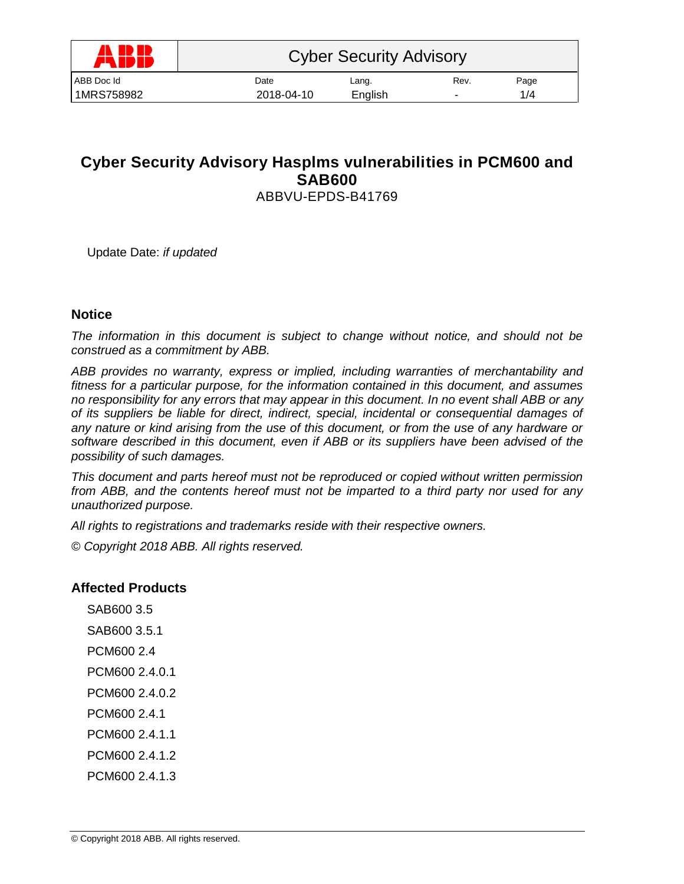| ABB | Cyber Security Advisory | | | |
|---|---|---|---|---|
| ABB Doc Id | Date | Lang. | Rev. | Page |
| 1MRS758982 | 2018-04-10 | English | - | 1/4 |

# Cyber Security Advisory Hasplms vulnerabilities in PCM600 and SAB600

ABBVU-EPDS-B41769

Update Date: *if updated*

## Notice

*The information in this document is subject to change without notice, and should not be construed as a commitment by ABB.*

*ABB provides no warranty, express or implied, including warranties of merchantability and fitness for a particular purpose, for the information contained in this document, and assumes no responsibility for any errors that may appear in this document. In no event shall ABB or any of its suppliers be liable for direct, indirect, special, incidental or consequential damages of any nature or kind arising from the use of this document, or from the use of any hardware or software described in this document, even if ABB or its suppliers have been advised of the possibility of such damages.*

*This document and parts hereof must not be reproduced or copied without written permission from ABB, and the contents hereof must not be imparted to a third party nor used for any unauthorized purpose.*

*All rights to registrations and trademarks reside with their respective owners.*

*© Copyright 2018 ABB. All rights reserved.*

## Affected Products

SAB600 3.5

SAB600 3.5.1

PCM600 2.4

PCM600 2.4.0.1

PCM600 2.4.0.2

PCM600 2.4.1

PCM600 2.4.1.1

PCM600 2.4.1.2

PCM600 2.4.1.3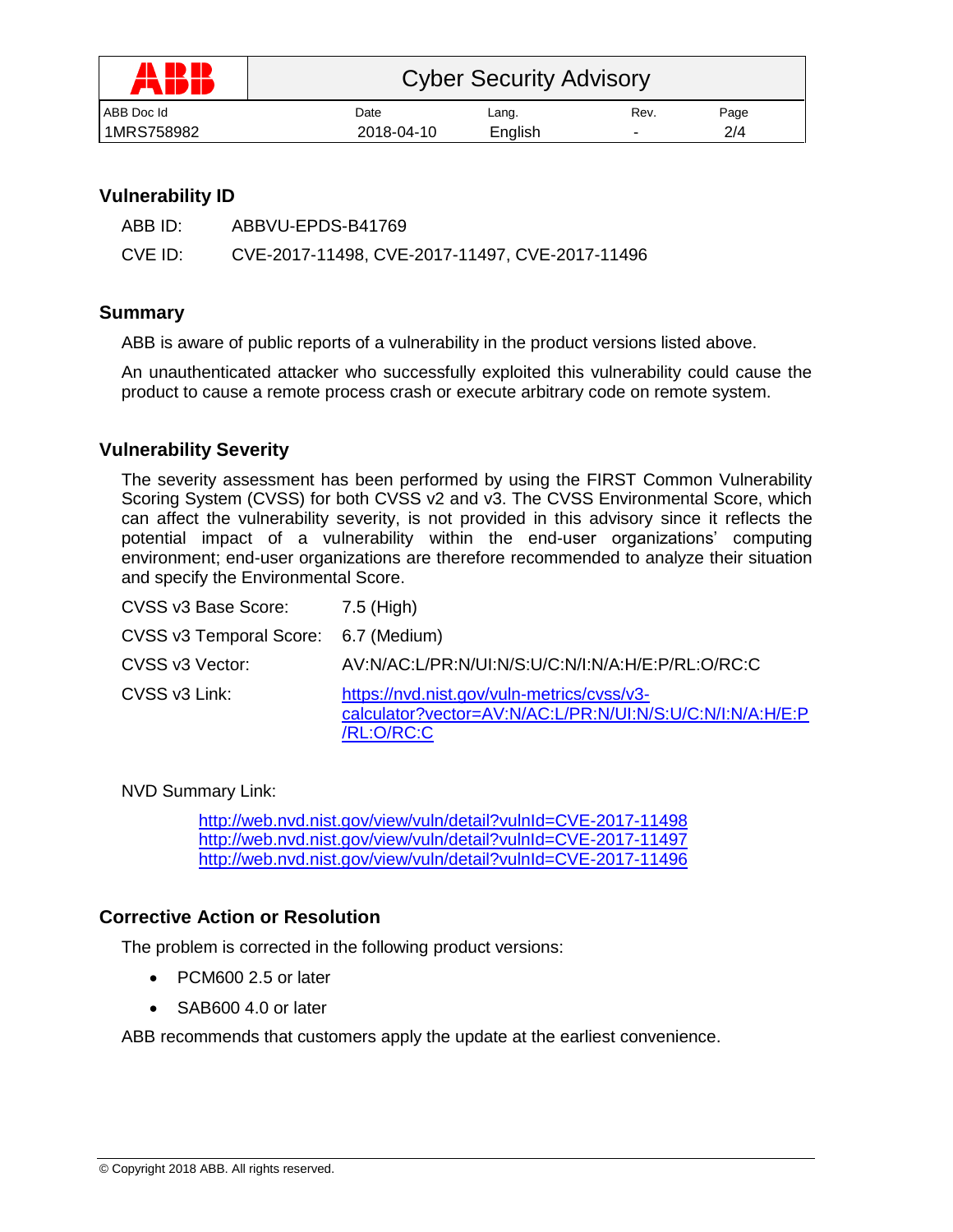## Vulnerability ID

ABB ID: ABBVU-EPDS-B41769

CVE ID: CVE-2017-11498, CVE-2017-11497, CVE-2017-11496

## Summary

ABB is aware of public reports of a vulnerability in the product versions listed above.

An unauthenticated attacker who successfully exploited this vulnerability could cause the product to cause a remote process crash or execute arbitrary code on remote system.

## Vulnerability Severity

The severity assessment has been performed by using the FIRST Common Vulnerability Scoring System (CVSS) for both CVSS v2 and v3. The CVSS Environmental Score, which can affect the vulnerability severity, is not provided in this advisory since it reflects the potential impact of a vulnerability within the end-user organizations' computing environment; end-user organizations are therefore recommended to analyze their situation and specify the Environmental Score.

CVSS v3 Base Score: 7.5 (High)

CVSS v3 Temporal Score: 6.7 (Medium)

CVSS v3 Vector: AV:N/AC:L/PR:N/UI:N/S:U/C:N/I:N/A:H/E:P/RL:O/RC:C

CVSS v3 Link: https://nvd.nist.gov/vuln-metrics/cvss/v3-calculator?vector=AV:N/AC:L/PR:N/UI:N/S:U/C:N/I:N/A:H/E:P/RL:O/RC:C

NVD Summary Link:

http://web.nvd.nist.gov/view/vuln/detail?vulnId=CVE-2017-11498
http://web.nvd.nist.gov/view/vuln/detail?vulnId=CVE-2017-11497
http://web.nvd.nist.gov/view/vuln/detail?vulnId=CVE-2017-11496

## Corrective Action or Resolution

The problem is corrected in the following product versions:

- PCM600 2.5 or later
- SAB600 4.0 or later

ABB recommends that customers apply the update at the earliest convenience.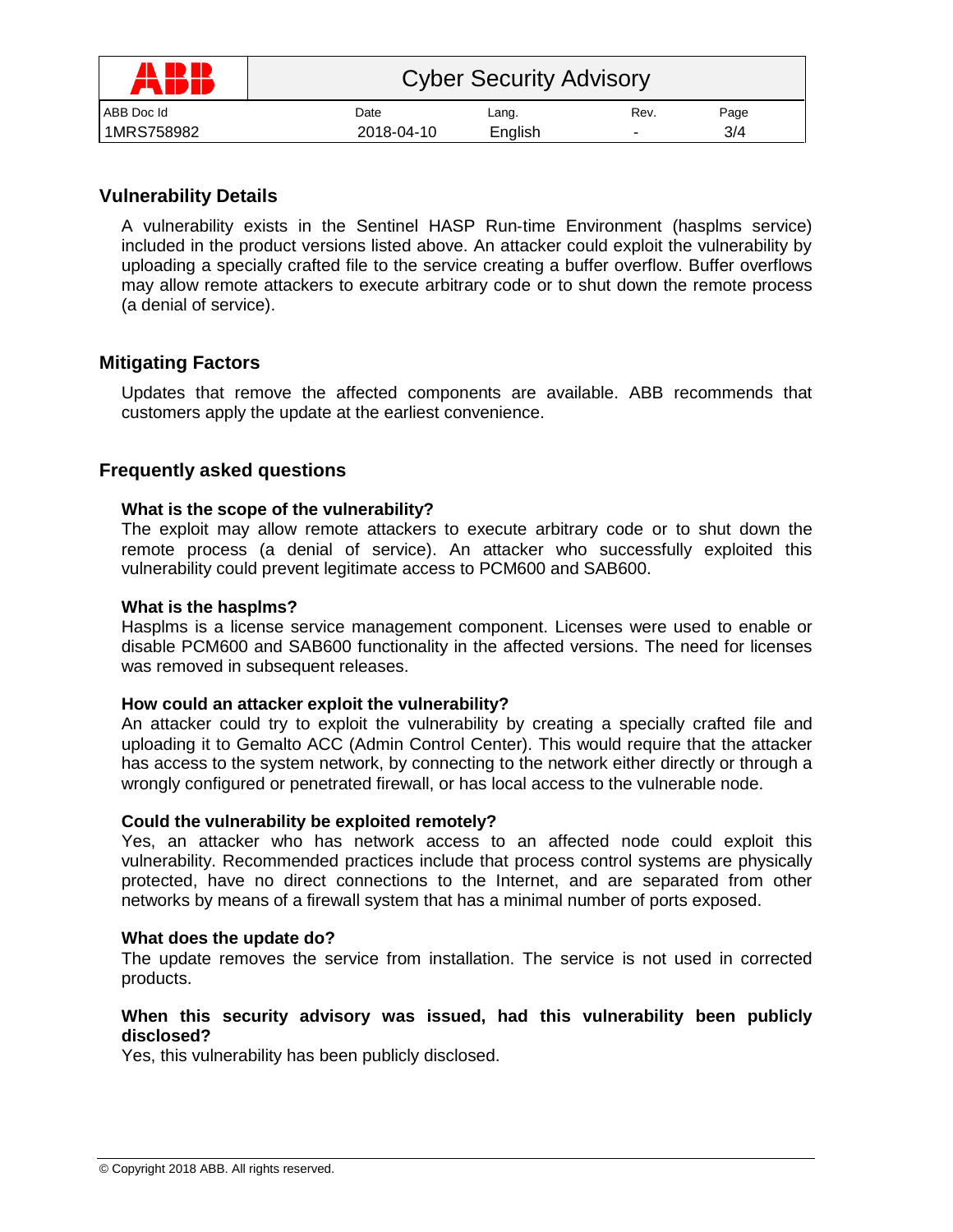## Vulnerability Details

A vulnerability exists in the Sentinel HASP Run-time Environment (hasplms service) included in the product versions listed above. An attacker could exploit the vulnerability by uploading a specially crafted file to the service creating a buffer overflow. Buffer overflows may allow remote attackers to execute arbitrary code or to shut down the remote process (a denial of service).

## Mitigating Factors

Updates that remove the affected components are available. ABB recommends that customers apply the update at the earliest convenience.

## Frequently asked questions

### What is the scope of the vulnerability?

The exploit may allow remote attackers to execute arbitrary code or to shut down the remote process (a denial of service). An attacker who successfully exploited this vulnerability could prevent legitimate access to PCM600 and SAB600.

### What is the hasplms?

Hasplms is a license service management component. Licenses were used to enable or disable PCM600 and SAB600 functionality in the affected versions. The need for licenses was removed in subsequent releases.

### How could an attacker exploit the vulnerability?

An attacker could try to exploit the vulnerability by creating a specially crafted file and uploading it to Gemalto ACC (Admin Control Center). This would require that the attacker has access to the system network, by connecting to the network either directly or through a wrongly configured or penetrated firewall, or has local access to the vulnerable node.

### Could the vulnerability be exploited remotely?

Yes, an attacker who has network access to an affected node could exploit this vulnerability. Recommended practices include that process control systems are physically protected, have no direct connections to the Internet, and are separated from other networks by means of a firewall system that has a minimal number of ports exposed.

### What does the update do?

The update removes the service from installation. The service is not used in corrected products.

### When this security advisory was issued, had this vulnerability been publicly disclosed?

Yes, this vulnerability has been publicly disclosed.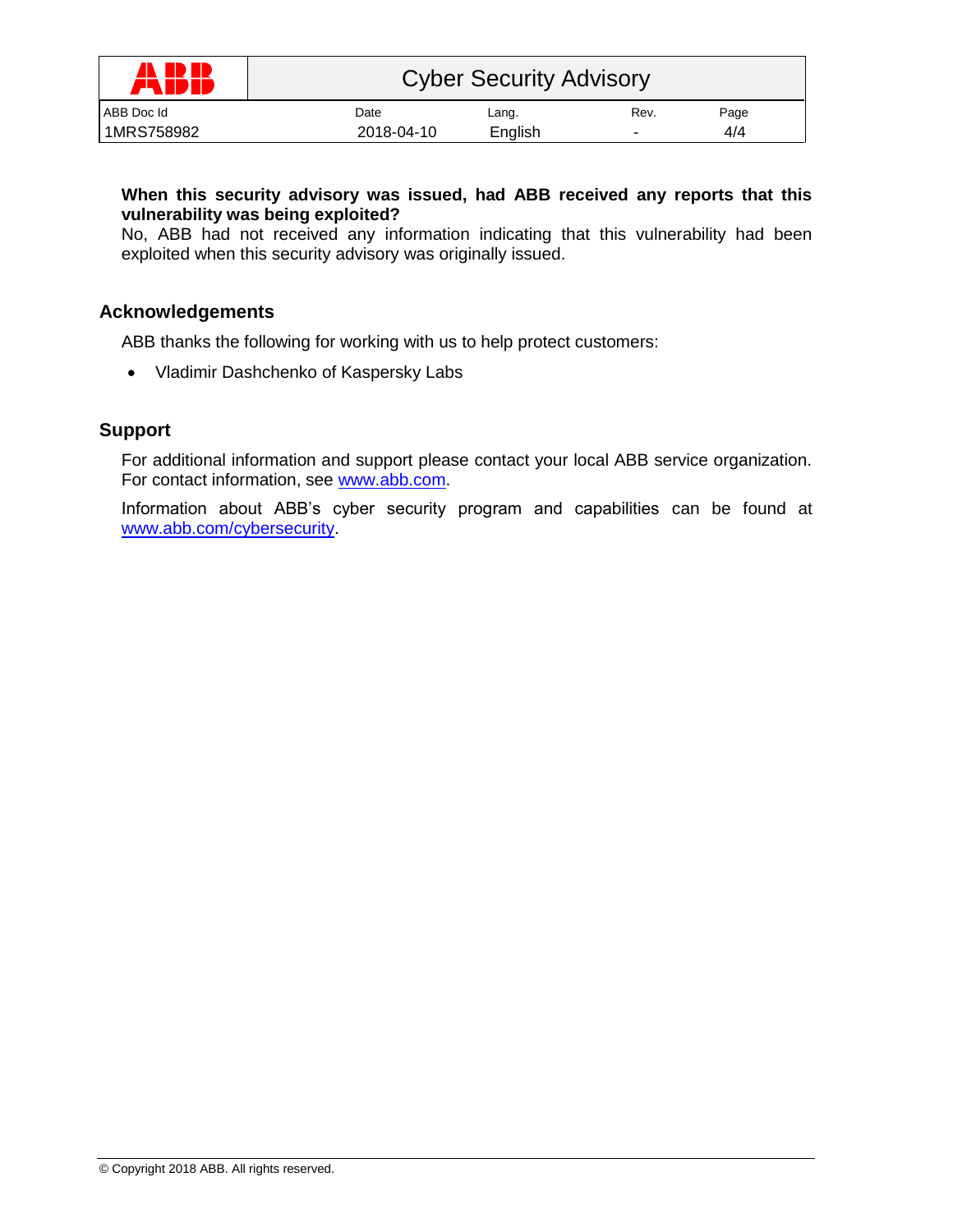**When this security advisory was issued, had ABB received any reports that this vulnerability was being exploited?**
No, ABB had not received any information indicating that this vulnerability had been exploited when this security advisory was originally issued.

## Acknowledgements

ABB thanks the following for working with us to help protect customers:

- Vladimir Dashchenko of Kaspersky Labs

## Support

For additional information and support please contact your local ABB service organization. For contact information, see www.abb.com.

Information about ABB's cyber security program and capabilities can be found at www.abb.com/cybersecurity.

© Copyright 2018 ABB. All rights reserved.